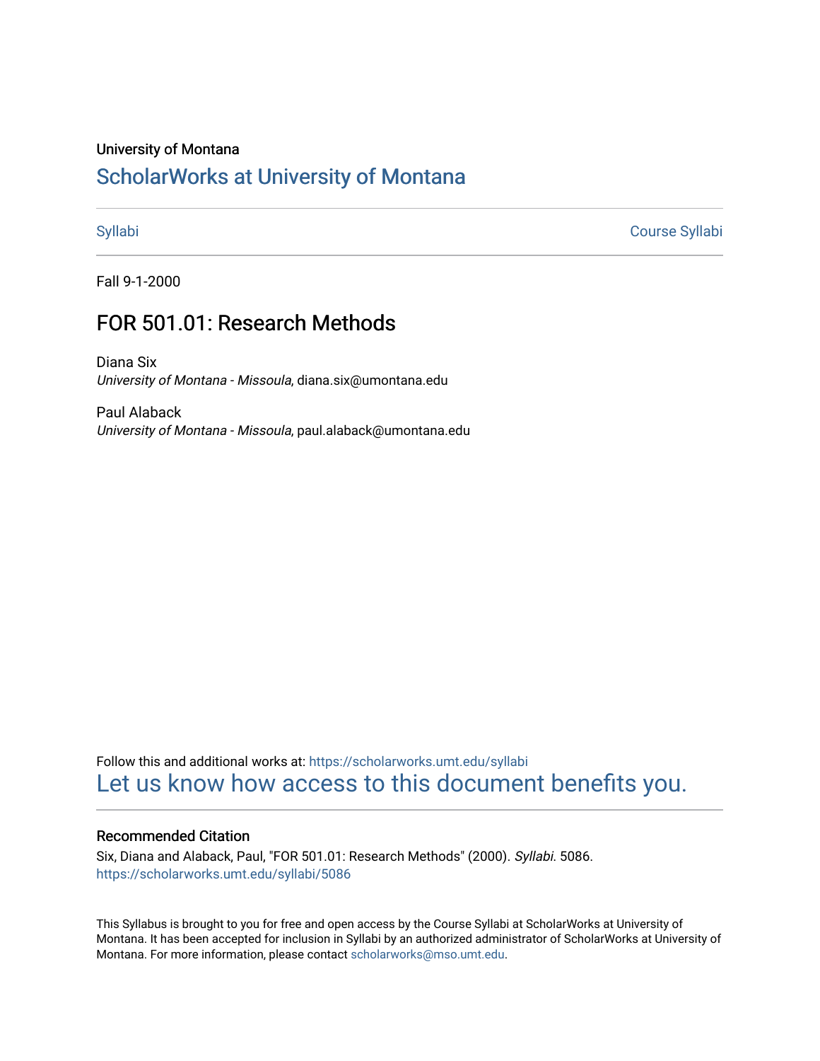University of Montana

# ScholarWorks at University of Montana

Syllabi | Course Syllabi

Fall 9-1-2000

## FOR 501.01: Research Methods

Diana Six
*University of Montana - Missoula*, diana.six@umontana.edu

Paul Alaback
*University of Montana - Missoula*, paul.alaback@umontana.edu

Follow this and additional works at: https://scholarworks.umt.edu/syllabi

Let us know how access to this document benefits you.

### Recommended Citation

Six, Diana and Alaback, Paul, "FOR 501.01: Research Methods" (2000). *Syllabi*. 5086.
https://scholarworks.umt.edu/syllabi/5086

This Syllabus is brought to you for free and open access by the Course Syllabi at ScholarWorks at University of Montana. It has been accepted for inclusion in Syllabi by an authorized administrator of ScholarWorks at University of Montana. For more information, please contact scholarworks@mso.umt.edu.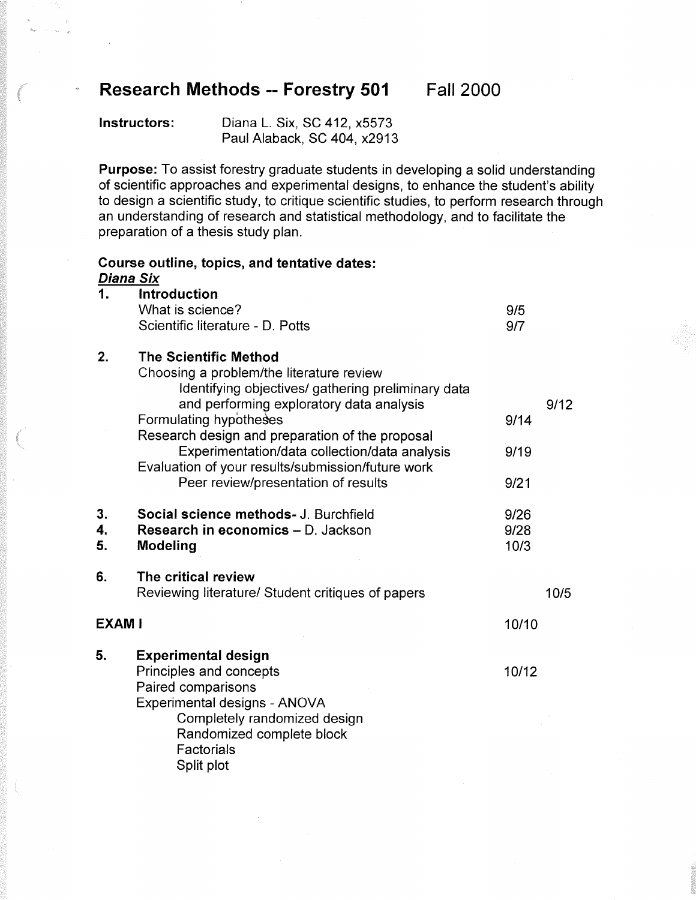# Research Methods -- Forestry 501 Fall 2000

**Instructors:** Diana L. Six, SC 412, x5573
Paul Alaback, SC 404, x2913

**Purpose:** To assist forestry graduate students in developing a solid understanding of scientific approaches and experimental designs, to enhance the student's ability to design a scientific study, to critique scientific studies, to perform research through an understanding of research and statistical methodology, and to facilitate the preparation of a thesis study plan.

**Course outline, topics, and tentative dates:**

***Diana Six***

| | Topic | Date |
|---|---|---|
| **1.** | **Introduction** | |
| | What is science? | 9/5 |
| | Scientific literature - D. Potts | 9/7 |
| **2.** | **The Scientific Method** | |
| | Choosing a problem/the literature review | |
| | Identifying objectives/ gathering preliminary data and performing exploratory data analysis | 9/12 |
| | Formulating hypotheses | 9/14 |
| | Research design and preparation of the proposal | |
| | Experimentation/data collection/data analysis | 9/19 |
| | Evaluation of your results/submission/future work | |
| | Peer review/presentation of results | 9/21 |
| **3.** | **Social science methods-** J. Burchfield | 9/26 |
| **4.** | **Research in economics** – D. Jackson | 9/28 |
| **5.** | **Modeling** | 10/3 |
| **6.** | **The critical review** | |
| | Reviewing literature/ Student critiques of papers | 10/5 |
| **EXAM I** | | 10/10 |
| **5.** | **Experimental design** | |
| | Principles and concepts | 10/12 |
| | Paired comparisons | |
| | Experimental designs - ANOVA | |
| | Completely randomized design | |
| | Randomized complete block | |
| | Factorials | |
| | Split plot | |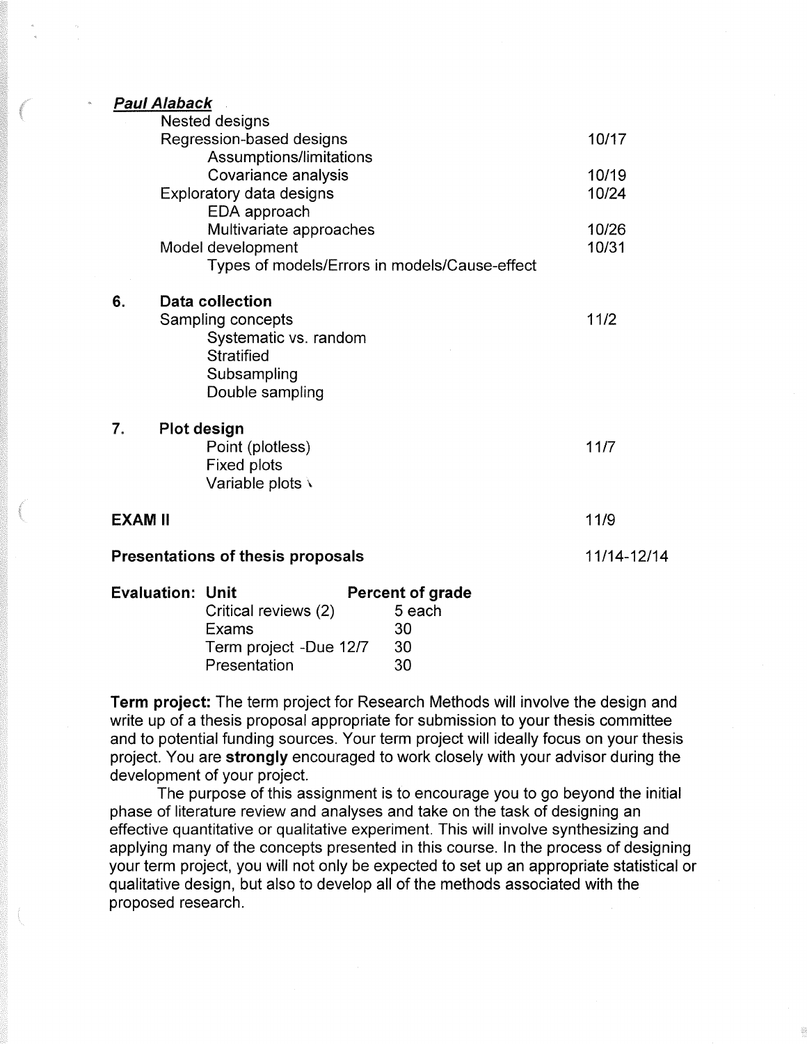***Paul Alaback***

- Nested designs
- Regression-based designs — 10/17
  - Assumptions/limitations
  - Covariance analysis — 10/19
- Exploratory data designs — 10/24
  - EDA approach
  - Multivariate approaches — 10/26
- Model development — 10/31
  - Types of models/Errors in models/Cause-effect

**6. Data collection**

- Sampling concepts — 11/2
  - Systematic vs. random
  - Stratified
  - Subsampling
  - Double sampling

**7. Plot design**

- Point (plotless) — 11/7
- Fixed plots
- Variable plots

**EXAM II** — 11/9

**Presentations of thesis proposals** — 11/14-12/14

**Evaluation:**

| Unit | Percent of grade |
|---|---|
| Critical reviews (2) | 5 each |
| Exams | 30 |
| Term project -Due 12/7 | 30 |
| Presentation | 30 |

**Term project:** The term project for Research Methods will involve the design and write up of a thesis proposal appropriate for submission to your thesis committee and to potential funding sources. Your term project will ideally focus on your thesis project. You are **strongly** encouraged to work closely with your advisor during the development of your project.

The purpose of this assignment is to encourage you to go beyond the initial phase of literature review and analyses and take on the task of designing an effective quantitative or qualitative experiment. This will involve synthesizing and applying many of the concepts presented in this course. In the process of designing your term project, you will not only be expected to set up an appropriate statistical or qualitative design, but also to develop all of the methods associated with the proposed research.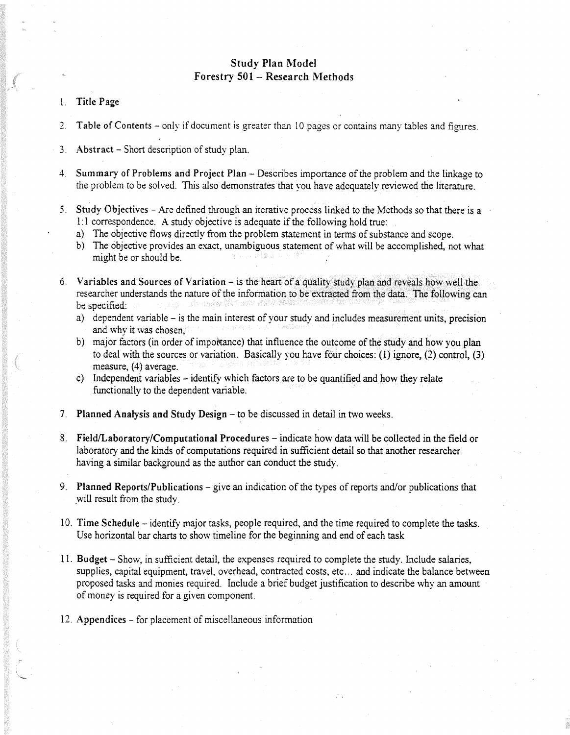# Study Plan Model
## Forestry 501 – Research Methods

1. **Title Page**

2. **Table of Contents** – only if document is greater than 10 pages or contains many tables and figures.

3. **Abstract** – Short description of study plan.

4. **Summary of Problems and Project Plan** – Describes importance of the problem and the linkage to the problem to be solved. This also demonstrates that you have adequately reviewed the literature.

5. **Study Objectives** – Are defined through an iterative process linked to the Methods so that there is a 1:1 correspondence. A study objective is adequate if the following hold true:
   a) The objective flows directly from the problem statement in terms of substance and scope.
   b) The objective provides an exact, unambiguous statement of what will be accomplished, not what might be or should be.

6. **Variables and Sources of Variation** – is the heart of a quality study plan and reveals how well the researcher understands the nature of the information to be extracted from the data. The following can be specified:
   a) dependent variable – is the main interest of your study and includes measurement units, precision and why it was chosen,
   b) major factors (in order of importance) that influence the outcome of the study and how you plan to deal with the sources or variation. Basically you have four choices: (1) ignore, (2) control, (3) measure, (4) average.
   c) Independent variables – identify which factors are to be quantified and how they relate functionally to the dependent variable.

7. **Planned Analysis and Study Design** – to be discussed in detail in two weeks.

8. **Field/Laboratory/Computational Procedures** – indicate how data will be collected in the field or laboratory and the kinds of computations required in sufficient detail so that another researcher having a similar background as the author can conduct the study.

9. **Planned Reports/Publications** – give an indication of the types of reports and/or publications that will result from the study.

10. **Time Schedule** – identify major tasks, people required, and the time required to complete the tasks. Use horizontal bar charts to show timeline for the beginning and end of each task

11. **Budget** – Show, in sufficient detail, the expenses required to complete the study. Include salaries, supplies, capital equipment, travel, overhead, contracted costs, etc... and indicate the balance between proposed tasks and monies required. Include a brief budget justification to describe why an amount of money is required for a given component.

12. **Appendices** – for placement of miscellaneous information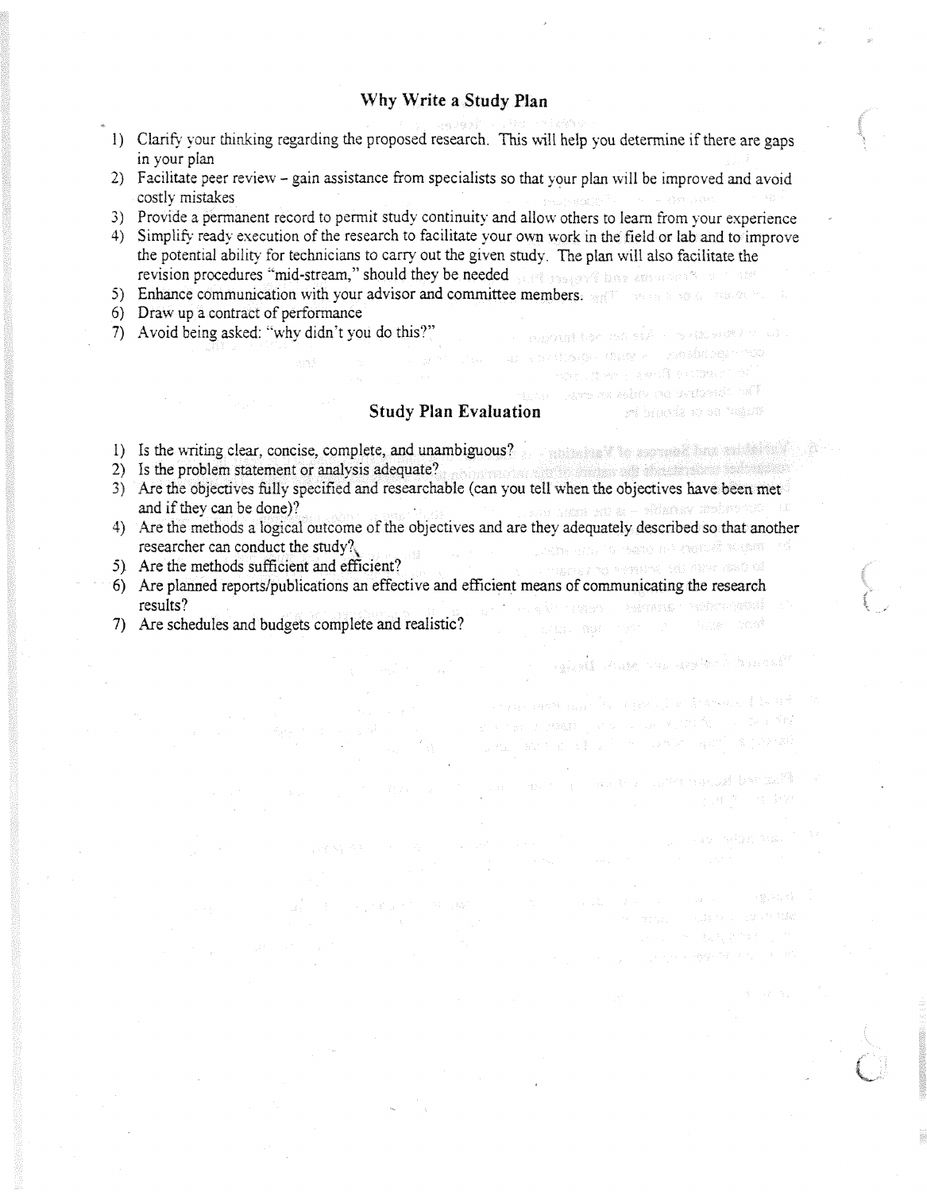## Why Write a Study Plan

1) Clarify your thinking regarding the proposed research. This will help you determine if there are gaps in your plan
2) Facilitate peer review – gain assistance from specialists so that your plan will be improved and avoid costly mistakes
3) Provide a permanent record to permit study continuity and allow others to learn from your experience
4) Simplify ready execution of the research to facilitate your own work in the field or lab and to improve the potential ability for technicians to carry out the given study. The plan will also facilitate the revision procedures "mid-stream," should they be needed
5) Enhance communication with your advisor and committee members.
6) Draw up a contract of performance
7) Avoid being asked: "why didn't you do this?"

## Study Plan Evaluation

1) Is the writing clear, concise, complete, and unambiguous?
2) Is the problem statement or analysis adequate?
3) Are the objectives fully specified and researchable (can you tell when the objectives have been met and if they can be done)?
4) Are the methods a logical outcome of the objectives and are they adequately described so that another researcher can conduct the study?
5) Are the methods sufficient and efficient?
6) Are planned reports/publications an effective and efficient means of communicating the research results?
7) Are schedules and budgets complete and realistic?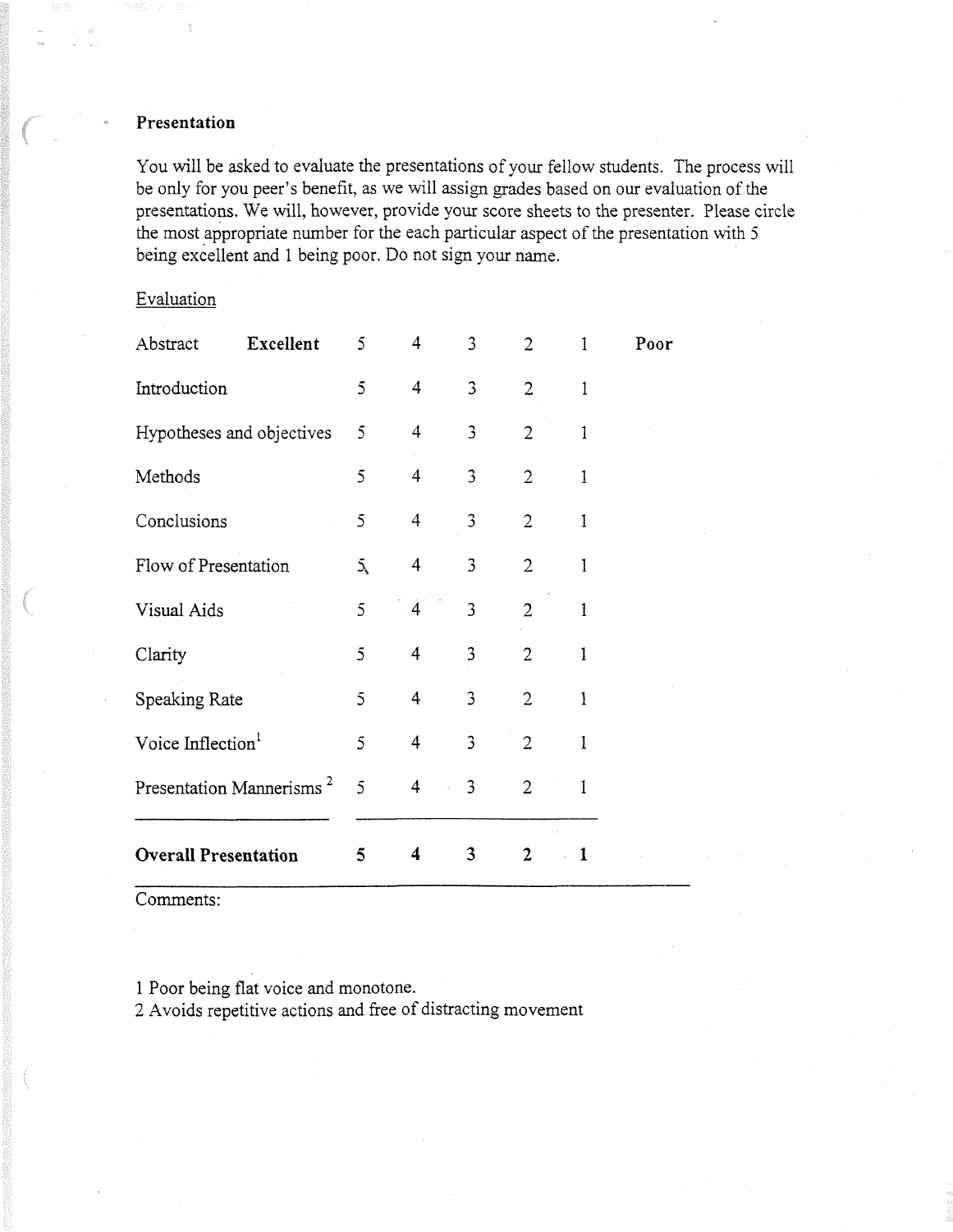**Presentation**

You will be asked to evaluate the presentations of your fellow students. The process will be only for you peer's benefit, as we will assign grades based on our evaluation of the presentations. We will, however, provide your score sheets to the presenter. Please circle the most appropriate number for the each particular aspect of the presentation with 5 being excellent and 1 being poor. Do not sign your name.

Evaluation

| | | | | | | | |
|---|---|---|---|---|---|---|---|
| Abstract | **Excellent** | 5 | 4 | 3 | 2 | 1 | **Poor** |
| Introduction | | 5 | 4 | 3 | 2 | 1 | |
| Hypotheses and objectives | | 5 | 4 | 3 | 2 | 1 | |
| Methods | | 5 | 4 | 3 | 2 | 1 | |
| Conclusions | | 5 | 4 | 3 | 2 | 1 | |
| Flow of Presentation | | 5 | 4 | 3 | 2 | 1 | |
| Visual Aids | | 5 | 4 | 3 | 2 | 1 | |
| Clarity | | 5 | 4 | 3 | 2 | 1 | |
| Speaking Rate | | 5 | 4 | 3 | 2 | 1 | |
| Voice Inflection[1] | | 5 | 4 | 3 | 2 | 1 | |
| Presentation Mannerisms [2] | | 5 | 4 | 3 | 2 | 1 | |
| **Overall Presentation** | | **5** | **4** | **3** | **2** | **1** | |

Comments:

1 Poor being flat voice and monotone.
2 Avoids repetitive actions and free of distracting movement